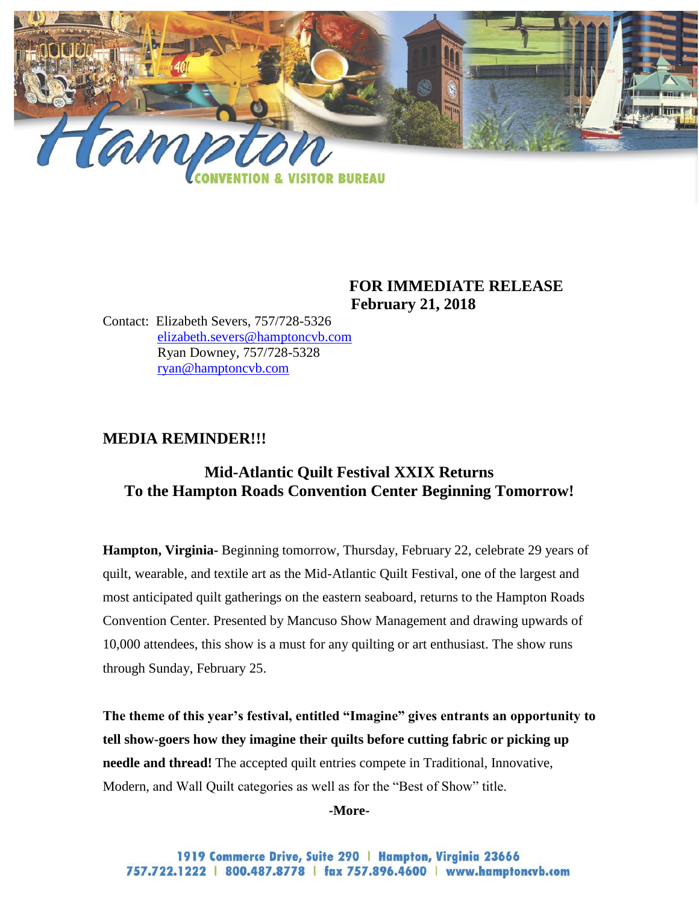**Hampton**
**CONVENTION & VISITOR BUREAU**

**FOR IMMEDIATE RELEASE**
**February 21, 2018**

Contact: Elizabeth Severs, 757/728-5326
elizabeth.severs@hamptoncvb.com
Ryan Downey, 757/728-5328
ryan@hamptoncvb.com

## MEDIA REMINDER!!!

## Mid-Atlantic Quilt Festival XXIX Returns To the Hampton Roads Convention Center Beginning Tomorrow!

**Hampton, Virginia**- Beginning tomorrow, Thursday, February 22, celebrate 29 years of quilt, wearable, and textile art as the Mid-Atlantic Quilt Festival, one of the largest and most anticipated quilt gatherings on the eastern seaboard, returns to the Hampton Roads Convention Center. Presented by Mancuso Show Management and drawing upwards of 10,000 attendees, this show is a must for any quilting or art enthusiast. The show runs through Sunday, February 25.

**The theme of this year's festival, entitled "Imagine" gives entrants an opportunity to tell show-goers how they imagine their quilts before cutting fabric or picking up needle and thread!** The accepted quilt entries compete in Traditional, Innovative, Modern, and Wall Quilt categories as well as for the "Best of Show" title.

**-More-**

1919 Commerce Drive, Suite 290 | Hampton, Virginia 23666
757.722.1222 | 800.487.8778 | fax 757.896.4600 | www.hamptoncvb.com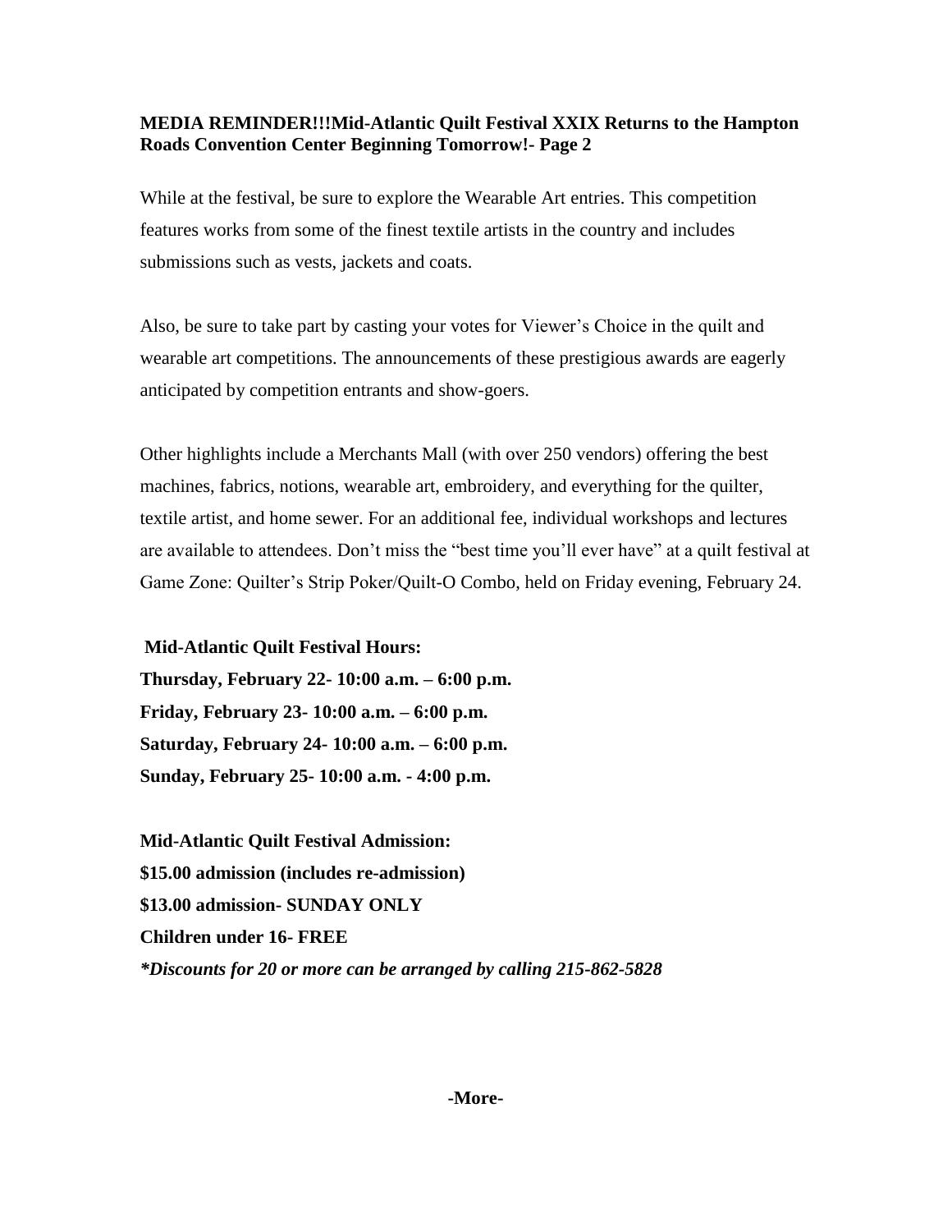**MEDIA REMINDER!!!Mid-Atlantic Quilt Festival XXIX Returns to the Hampton Roads Convention Center Beginning Tomorrow!- Page 2**

While at the festival, be sure to explore the Wearable Art entries. This competition features works from some of the finest textile artists in the country and includes submissions such as vests, jackets and coats.

Also, be sure to take part by casting your votes for Viewer's Choice in the quilt and wearable art competitions. The announcements of these prestigious awards are eagerly anticipated by competition entrants and show-goers.

Other highlights include a Merchants Mall (with over 250 vendors) offering the best machines, fabrics, notions, wearable art, embroidery, and everything for the quilter, textile artist, and home sewer. For an additional fee, individual workshops and lectures are available to attendees. Don't miss the "best time you'll ever have" at a quilt festival at Game Zone: Quilter's Strip Poker/Quilt-O Combo, held on Friday evening, February 24.

**Mid-Atlantic Quilt Festival Hours:**
**Thursday, February 22- 10:00 a.m. – 6:00 p.m.**
**Friday, February 23- 10:00 a.m. – 6:00 p.m.**
**Saturday, February 24- 10:00 a.m. – 6:00 p.m.**
**Sunday, February 25- 10:00 a.m. - 4:00 p.m.**

**Mid-Atlantic Quilt Festival Admission:**
**$15.00 admission (includes re-admission)**
**$13.00 admission- SUNDAY ONLY**
**Children under 16- FREE**
***Discounts for 20 or more can be arranged by calling 215-862-5828***

**-More-**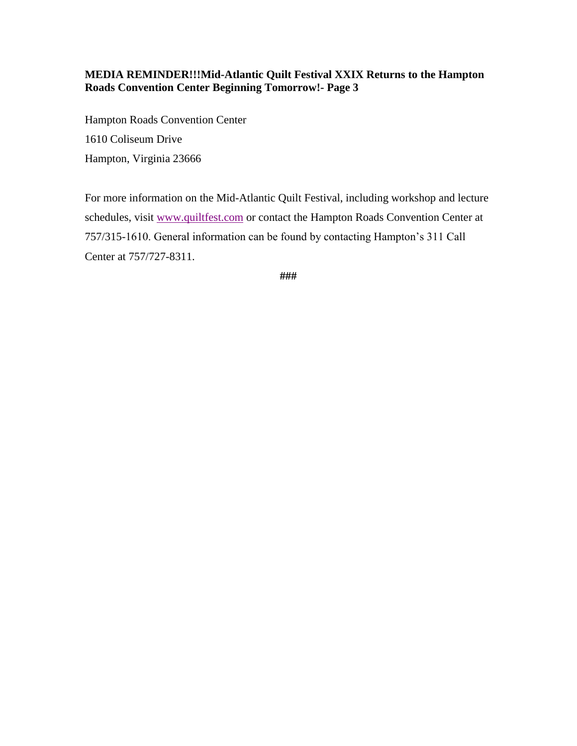Hampton Roads Convention Center

1610 Coliseum Drive

Hampton, Virginia 23666

For more information on the Mid-Atlantic Quilt Festival, including workshop and lecture schedules, visit www.quiltfest.com or contact the Hampton Roads Convention Center at 757/315-1610. General information can be found by contacting Hampton's 311 Call Center at 757/727-8311.

###